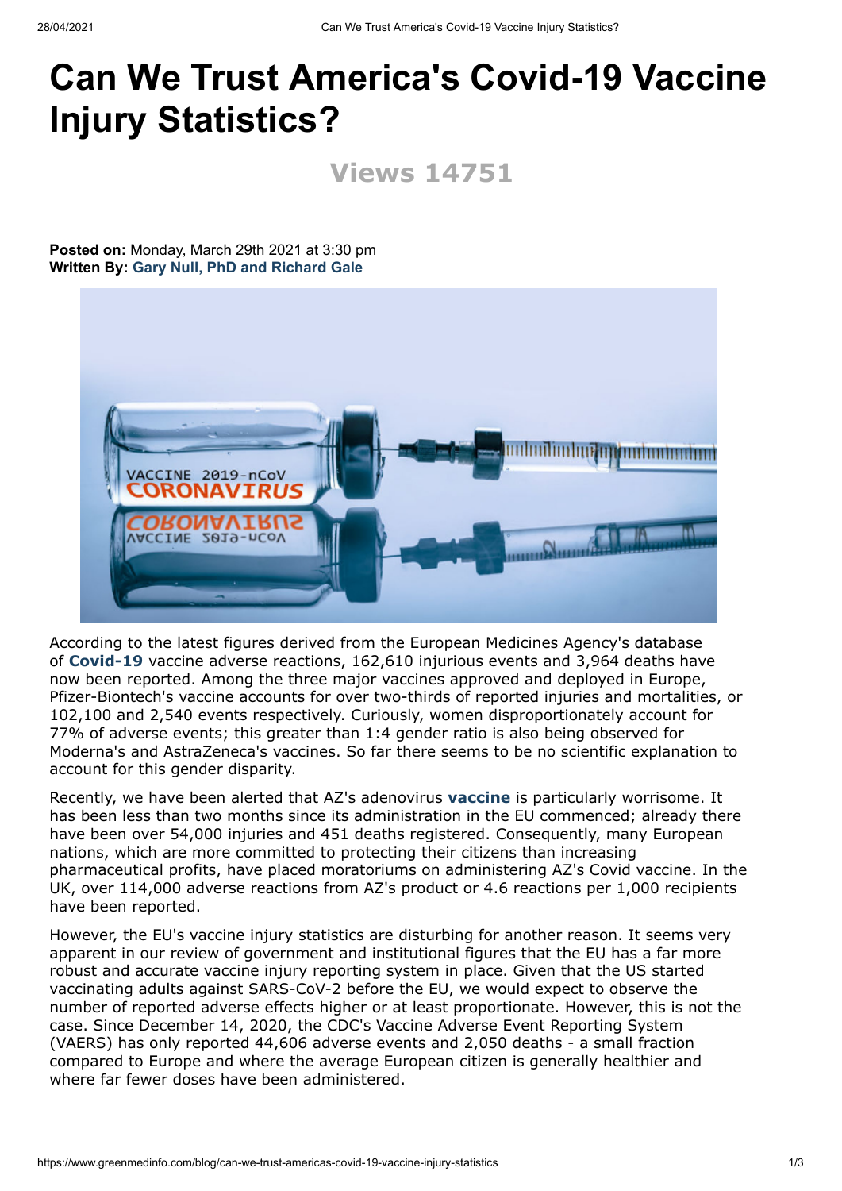# Can We Trust America's Covid-19 Vaccine Injury Statistics?

**Views 14751**

**Posted on:** Monday, March 29th 2021 at 3:30 pm
**Written By:** **Gary Null, PhD and Richard Gale**

According to the latest figures derived from the European Medicines Agency's database of **Covid-19** vaccine adverse reactions, 162,610 injurious events and 3,964 deaths have now been reported. Among the three major vaccines approved and deployed in Europe, Pfizer-Biontech's vaccine accounts for over two-thirds of reported injuries and mortalities, or 102,100 and 2,540 events respectively. Curiously, women disproportionately account for 77% of adverse events; this greater than 1:4 gender ratio is also being observed for Moderna's and AstraZeneca's vaccines. So far there seems to be no scientific explanation to account for this gender disparity.

Recently, we have been alerted that AZ's adenovirus **vaccine** is particularly worrisome. It has been less than two months since its administration in the EU commenced; already there have been over 54,000 injuries and 451 deaths registered. Consequently, many European nations, which are more committed to protecting their citizens than increasing pharmaceutical profits, have placed moratoriums on administering AZ's Covid vaccine. In the UK, over 114,000 adverse reactions from AZ's product or 4.6 reactions per 1,000 recipients have been reported.

However, the EU's vaccine injury statistics are disturbing for another reason. It seems very apparent in our review of government and institutional figures that the EU has a far more robust and accurate vaccine injury reporting system in place. Given that the US started vaccinating adults against SARS-CoV-2 before the EU, we would expect to observe the number of reported adverse effects higher or at least proportionate. However, this is not the case. Since December 14, 2020, the CDC's Vaccine Adverse Event Reporting System (VAERS) has only reported 44,606 adverse events and 2,050 deaths - a small fraction compared to Europe and where the average European citizen is generally healthier and where far fewer doses have been administered.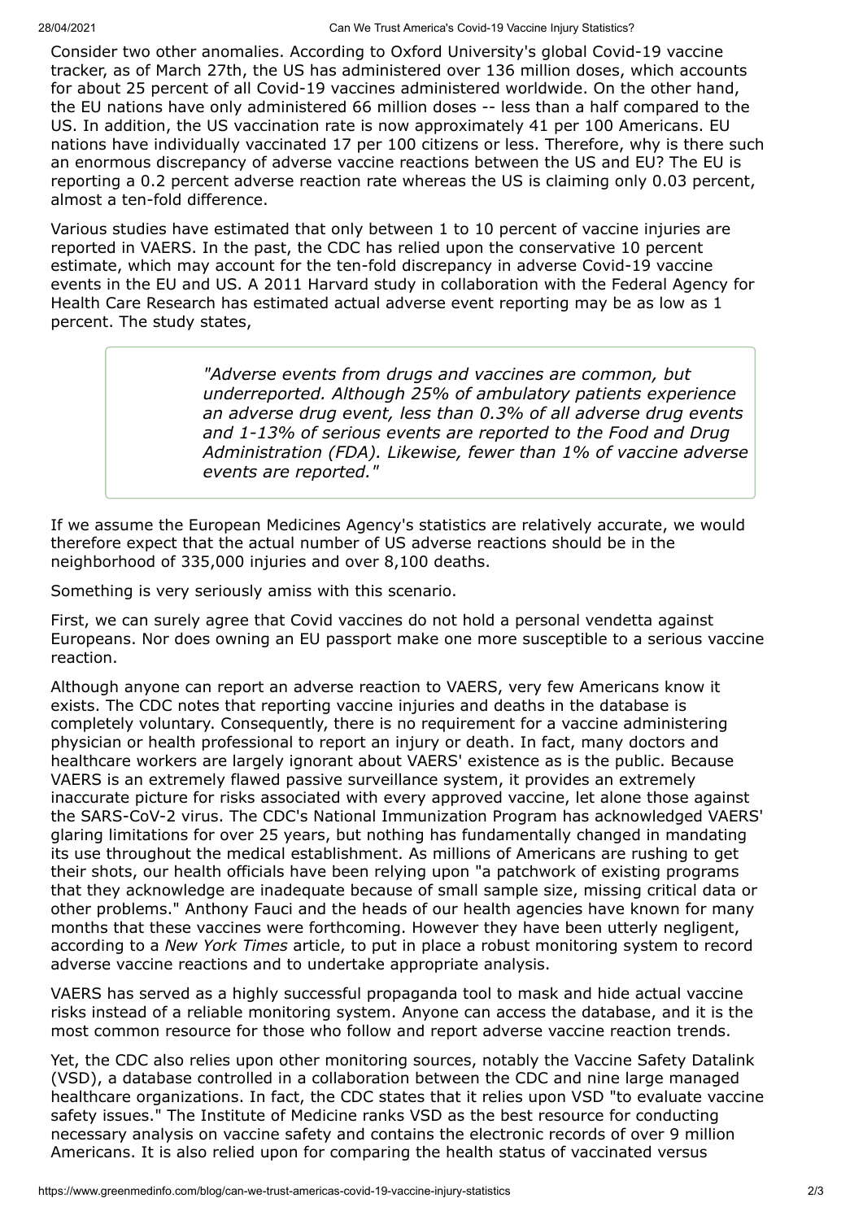Consider two other anomalies. According to Oxford University's global Covid-19 vaccine tracker, as of March 27th, the US has administered over 136 million doses, which accounts for about 25 percent of all Covid-19 vaccines administered worldwide. On the other hand, the EU nations have only administered 66 million doses -- less than a half compared to the US. In addition, the US vaccination rate is now approximately 41 per 100 Americans. EU nations have individually vaccinated 17 per 100 citizens or less. Therefore, why is there such an enormous discrepancy of adverse vaccine reactions between the US and EU? The EU is reporting a 0.2 percent adverse reaction rate whereas the US is claiming only 0.03 percent, almost a ten-fold difference.

Various studies have estimated that only between 1 to 10 percent of vaccine injuries are reported in VAERS. In the past, the CDC has relied upon the conservative 10 percent estimate, which may account for the ten-fold discrepancy in adverse Covid-19 vaccine events in the EU and US. A 2011 Harvard study in collaboration with the Federal Agency for Health Care Research has estimated actual adverse event reporting may be as low as 1 percent. The study states,

> *"Adverse events from drugs and vaccines are common, but underreported. Although 25% of ambulatory patients experience an adverse drug event, less than 0.3% of all adverse drug events and 1-13% of serious events are reported to the Food and Drug Administration (FDA). Likewise, fewer than 1% of vaccine adverse events are reported."*

If we assume the European Medicines Agency's statistics are relatively accurate, we would therefore expect that the actual number of US adverse reactions should be in the neighborhood of 335,000 injuries and over 8,100 deaths.

Something is very seriously amiss with this scenario.

First, we can surely agree that Covid vaccines do not hold a personal vendetta against Europeans. Nor does owning an EU passport make one more susceptible to a serious vaccine reaction.

Although anyone can report an adverse reaction to VAERS, very few Americans know it exists. The CDC notes that reporting vaccine injuries and deaths in the database is completely voluntary. Consequently, there is no requirement for a vaccine administering physician or health professional to report an injury or death. In fact, many doctors and healthcare workers are largely ignorant about VAERS' existence as is the public. Because VAERS is an extremely flawed passive surveillance system, it provides an extremely inaccurate picture for risks associated with every approved vaccine, let alone those against the SARS-CoV-2 virus. The CDC's National Immunization Program has acknowledged VAERS' glaring limitations for over 25 years, but nothing has fundamentally changed in mandating its use throughout the medical establishment. As millions of Americans are rushing to get their shots, our health officials have been relying upon "a patchwork of existing programs that they acknowledge are inadequate because of small sample size, missing critical data or other problems." Anthony Fauci and the heads of our health agencies have known for many months that these vaccines were forthcoming. However they have been utterly negligent, according to a *New York Times* article, to put in place a robust monitoring system to record adverse vaccine reactions and to undertake appropriate analysis.

VAERS has served as a highly successful propaganda tool to mask and hide actual vaccine risks instead of a reliable monitoring system. Anyone can access the database, and it is the most common resource for those who follow and report adverse vaccine reaction trends.

Yet, the CDC also relies upon other monitoring sources, notably the Vaccine Safety Datalink (VSD), a database controlled in a collaboration between the CDC and nine large managed healthcare organizations. In fact, the CDC states that it relies upon VSD "to evaluate vaccine safety issues." The Institute of Medicine ranks VSD as the best resource for conducting necessary analysis on vaccine safety and contains the electronic records of over 9 million Americans. It is also relied upon for comparing the health status of vaccinated versus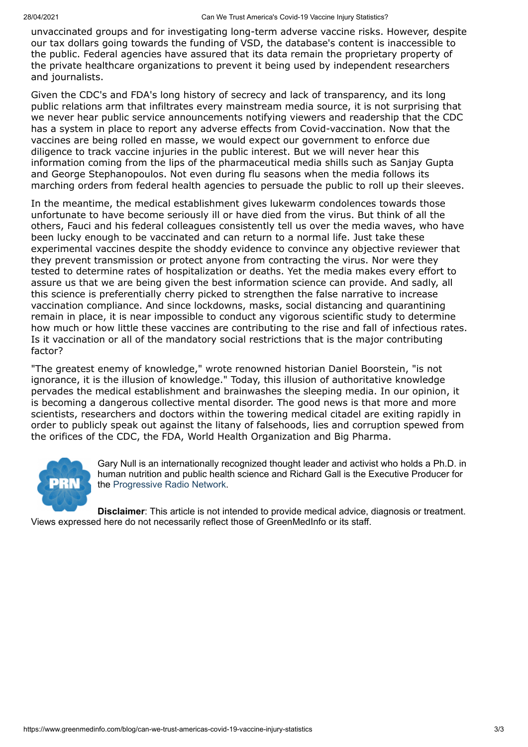unvaccinated groups and for investigating long-term adverse vaccine risks. However, despite our tax dollars going towards the funding of VSD, the database's content is inaccessible to the public. Federal agencies have assured that its data remain the proprietary property of the private healthcare organizations to prevent it being used by independent researchers and journalists.

Given the CDC's and FDA's long history of secrecy and lack of transparency, and its long public relations arm that infiltrates every mainstream media source, it is not surprising that we never hear public service announcements notifying viewers and readership that the CDC has a system in place to report any adverse effects from Covid-vaccination. Now that the vaccines are being rolled en masse, we would expect our government to enforce due diligence to track vaccine injuries in the public interest. But we will never hear this information coming from the lips of the pharmaceutical media shills such as Sanjay Gupta and George Stephanopoulos. Not even during flu seasons when the media follows its marching orders from federal health agencies to persuade the public to roll up their sleeves.

In the meantime, the medical establishment gives lukewarm condolences towards those unfortunate to have become seriously ill or have died from the virus. But think of all the others, Fauci and his federal colleagues consistently tell us over the media waves, who have been lucky enough to be vaccinated and can return to a normal life. Just take these experimental vaccines despite the shoddy evidence to convince any objective reviewer that they prevent transmission or protect anyone from contracting the virus. Nor were they tested to determine rates of hospitalization or deaths. Yet the media makes every effort to assure us that we are being given the best information science can provide. And sadly, all this science is preferentially cherry picked to strengthen the false narrative to increase vaccination compliance. And since lockdowns, masks, social distancing and quarantining remain in place, it is near impossible to conduct any vigorous scientific study to determine how much or how little these vaccines are contributing to the rise and fall of infectious rates. Is it vaccination or all of the mandatory social restrictions that is the major contributing factor?

"The greatest enemy of knowledge," wrote renowned historian Daniel Boorstein, "is not ignorance, it is the illusion of knowledge." Today, this illusion of authoritative knowledge pervades the medical establishment and brainwashes the sleeping media. In our opinion, it is becoming a dangerous collective mental disorder. The good news is that more and more scientists, researchers and doctors within the towering medical citadel are exiting rapidly in order to publicly speak out against the litany of falsehoods, lies and corruption spewed from the orifices of the CDC, the FDA, World Health Organization and Big Pharma.

Gary Null is an internationally recognized thought leader and activist who holds a Ph.D. in human nutrition and public health science and Richard Gall is the Executive Producer for the Progressive Radio Network.

**Disclaimer**: This article is not intended to provide medical advice, diagnosis or treatment. Views expressed here do not necessarily reflect those of GreenMedInfo or its staff.